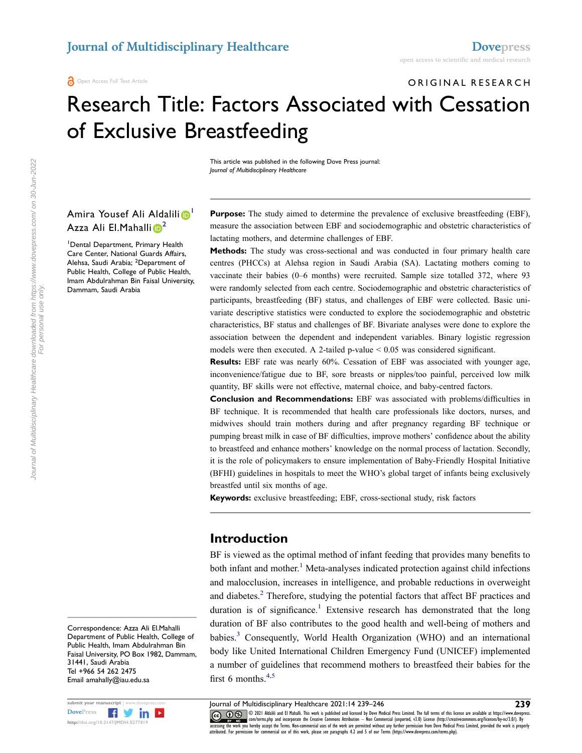ORIGINAL RESEARCH

# Research Title: Factors Associated with Cessation of Exclusive Breastfeeding

This article was published in the following Dove Press journal:
*Journal of Multidisciplinary Healthcare*

Amira Yousef Ali Aldalili[1]
Azza Ali El.Mahalli[2]

[1]Dental Department, Primary Health Care Center, National Guards Affairs, Alehsa, Saudi Arabia; [2]Department of Public Health, College of Public Health, Imam Abdulrahman Bin Faisal University, Dammam, Saudi Arabia

Correspondence: Azza Ali El.Mahalli
Department of Public Health, College of Public Health, Imam Abdulrahman Bin Faisal University, PO Box 1982, Dammam, 31441, Saudi Arabia
Tel +966 54 262 2475
Email amahally@iau.edu.sa

**Purpose:** The study aimed to determine the prevalence of exclusive breastfeeding (EBF), measure the association between EBF and sociodemographic and obstetric characteristics of lactating mothers, and determine challenges of EBF.

**Methods:** The study was cross-sectional and was conducted in four primary health care centres (PHCCs) at Alehsa region in Saudi Arabia (SA). Lactating mothers coming to vaccinate their babies (0–6 months) were recruited. Sample size totalled 372, where 93 were randomly selected from each centre. Sociodemographic and obstetric characteristics of participants, breastfeeding (BF) status, and challenges of EBF were collected. Basic univariate descriptive statistics were conducted to explore the sociodemographic and obstetric characteristics, BF status and challenges of BF. Bivariate analyses were done to explore the association between the dependent and independent variables. Binary logistic regression models were then executed. A 2-tailed p-value < 0.05 was considered significant.

**Results:** EBF rate was nearly 60%. Cessation of EBF was associated with younger age, inconvenience/fatigue due to BF, sore breasts or nipples/too painful, perceived low milk quantity, BF skills were not effective, maternal choice, and baby-centred factors.

**Conclusion and Recommendations:** EBF was associated with problems/difficulties in BF technique. It is recommended that health care professionals like doctors, nurses, and midwives should train mothers during and after pregnancy regarding BF technique or pumping breast milk in case of BF difficulties, improve mothers' confidence about the ability to breastfeed and enhance mothers' knowledge on the normal process of lactation. Secondly, it is the role of policymakers to ensure implementation of Baby-Friendly Hospital Initiative (BFHI) guidelines in hospitals to meet the WHO's global target of infants being exclusively breastfed until six months of age.

**Keywords:** exclusive breastfeeding; EBF, cross-sectional study, risk factors

## Introduction

BF is viewed as the optimal method of infant feeding that provides many benefits to both infant and mother.[1] Meta-analyses indicated protection against child infections and malocclusion, increases in intelligence, and probable reductions in overweight and diabetes.[2] Therefore, studying the potential factors that affect BF practices and duration is of significance.[1] Extensive research has demonstrated that the long duration of BF also contributes to the good health and well-being of mothers and babies.[3] Consequently, World Health Organization (WHO) and an international body like United International Children Emergency Fund (UNICEF) implemented a number of guidelines that recommend mothers to breastfeed their babies for the first 6 months.[4,5]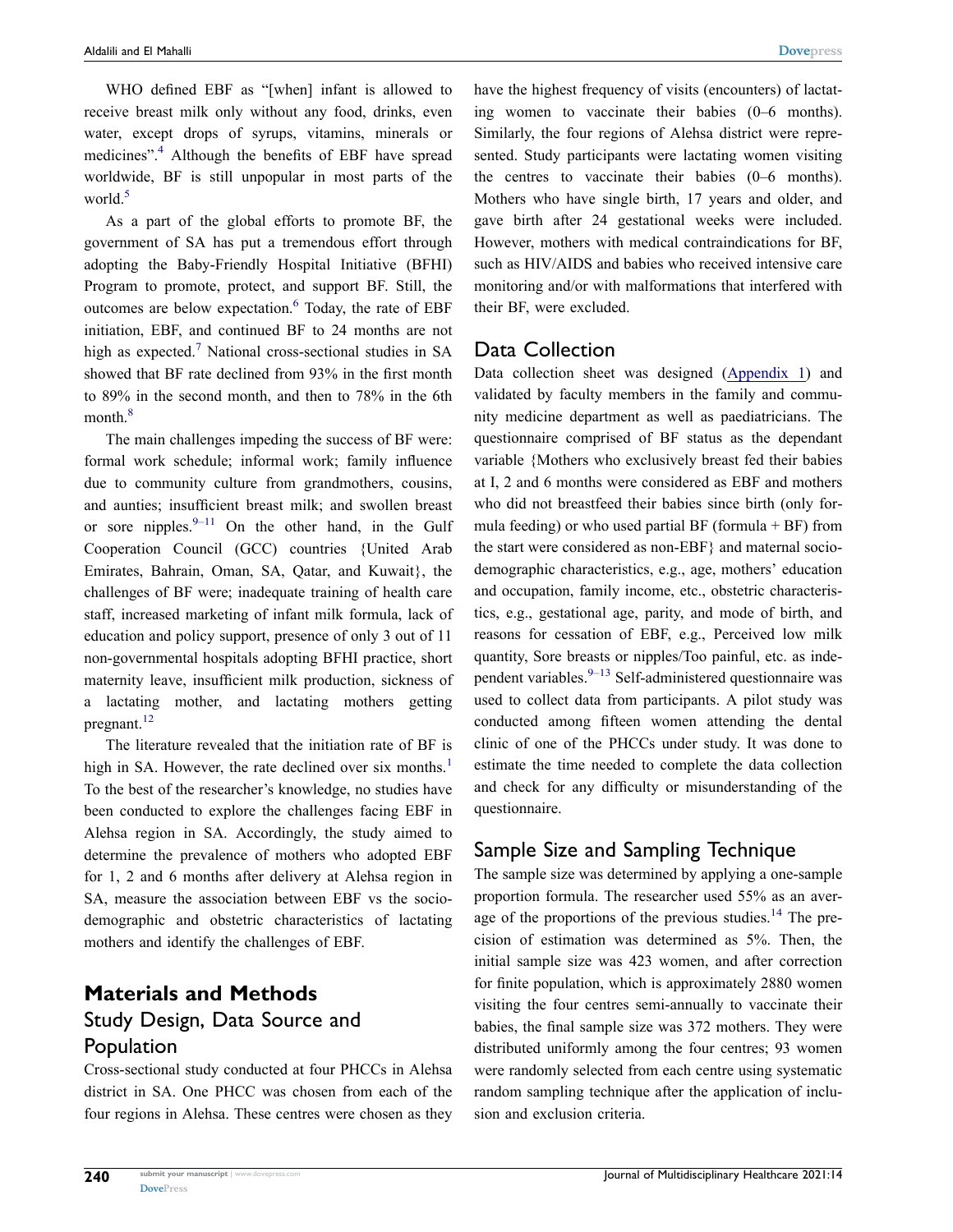WHO defined EBF as "[when] infant is allowed to receive breast milk only without any food, drinks, even water, except drops of syrups, vitamins, minerals or medicines".[4] Although the benefits of EBF have spread worldwide, BF is still unpopular in most parts of the world.[5]

As a part of the global efforts to promote BF, the government of SA has put a tremendous effort through adopting the Baby-Friendly Hospital Initiative (BFHI) Program to promote, protect, and support BF. Still, the outcomes are below expectation.[6] Today, the rate of EBF initiation, EBF, and continued BF to 24 months are not high as expected.[7] National cross-sectional studies in SA showed that BF rate declined from 93% in the first month to 89% in the second month, and then to 78% in the 6th month.[8]

The main challenges impeding the success of BF were: formal work schedule; informal work; family influence due to community culture from grandmothers, cousins, and aunties; insufficient breast milk; and swollen breast or sore nipples.[9–11] On the other hand, in the Gulf Cooperation Council (GCC) countries {United Arab Emirates, Bahrain, Oman, SA, Qatar, and Kuwait}, the challenges of BF were; inadequate training of health care staff, increased marketing of infant milk formula, lack of education and policy support, presence of only 3 out of 11 non-governmental hospitals adopting BFHI practice, short maternity leave, insufficient milk production, sickness of a lactating mother, and lactating mothers getting pregnant.[12]

The literature revealed that the initiation rate of BF is high in SA. However, the rate declined over six months.[1] To the best of the researcher's knowledge, no studies have been conducted to explore the challenges facing EBF in Alehsa region in SA. Accordingly, the study aimed to determine the prevalence of mothers who adopted EBF for 1, 2 and 6 months after delivery at Alehsa region in SA, measure the association between EBF vs the socio-demographic and obstetric characteristics of lactating mothers and identify the challenges of EBF.

## Materials and Methods

### Study Design, Data Source and Population

Cross-sectional study conducted at four PHCCs in Alehsa district in SA. One PHCC was chosen from each of the four regions in Alehsa. These centres were chosen as they have the highest frequency of visits (encounters) of lactating women to vaccinate their babies (0–6 months). Similarly, the four regions of Alehsa district were represented. Study participants were lactating women visiting the centres to vaccinate their babies (0–6 months). Mothers who have single birth, 17 years and older, and gave birth after 24 gestational weeks were included. However, mothers with medical contraindications for BF, such as HIV/AIDS and babies who received intensive care monitoring and/or with malformations that interfered with their BF, were excluded.

### Data Collection

Data collection sheet was designed (Appendix 1) and validated by faculty members in the family and community medicine department as well as paediatricians. The questionnaire comprised of BF status as the dependant variable {Mothers who exclusively breast fed their babies at I, 2 and 6 months were considered as EBF and mothers who did not breastfeed their babies since birth (only formula feeding) or who used partial BF (formula + BF) from the start were considered as non-EBF} and maternal socio-demographic characteristics, e.g., age, mothers' education and occupation, family income, etc., obstetric characteristics, e.g., gestational age, parity, and mode of birth, and reasons for cessation of EBF, e.g., Perceived low milk quantity, Sore breasts or nipples/Too painful, etc. as independent variables.[9–13] Self-administered questionnaire was used to collect data from participants. A pilot study was conducted among fifteen women attending the dental clinic of one of the PHCCs under study. It was done to estimate the time needed to complete the data collection and check for any difficulty or misunderstanding of the questionnaire.

### Sample Size and Sampling Technique

The sample size was determined by applying a one-sample proportion formula. The researcher used 55% as an average of the proportions of the previous studies.[14] The precision of estimation was determined as 5%. Then, the initial sample size was 423 women, and after correction for finite population, which is approximately 2880 women visiting the four centres semi-annually to vaccinate their babies, the final sample size was 372 mothers. They were distributed uniformly among the four centres; 93 women were randomly selected from each centre using systematic random sampling technique after the application of inclusion and exclusion criteria.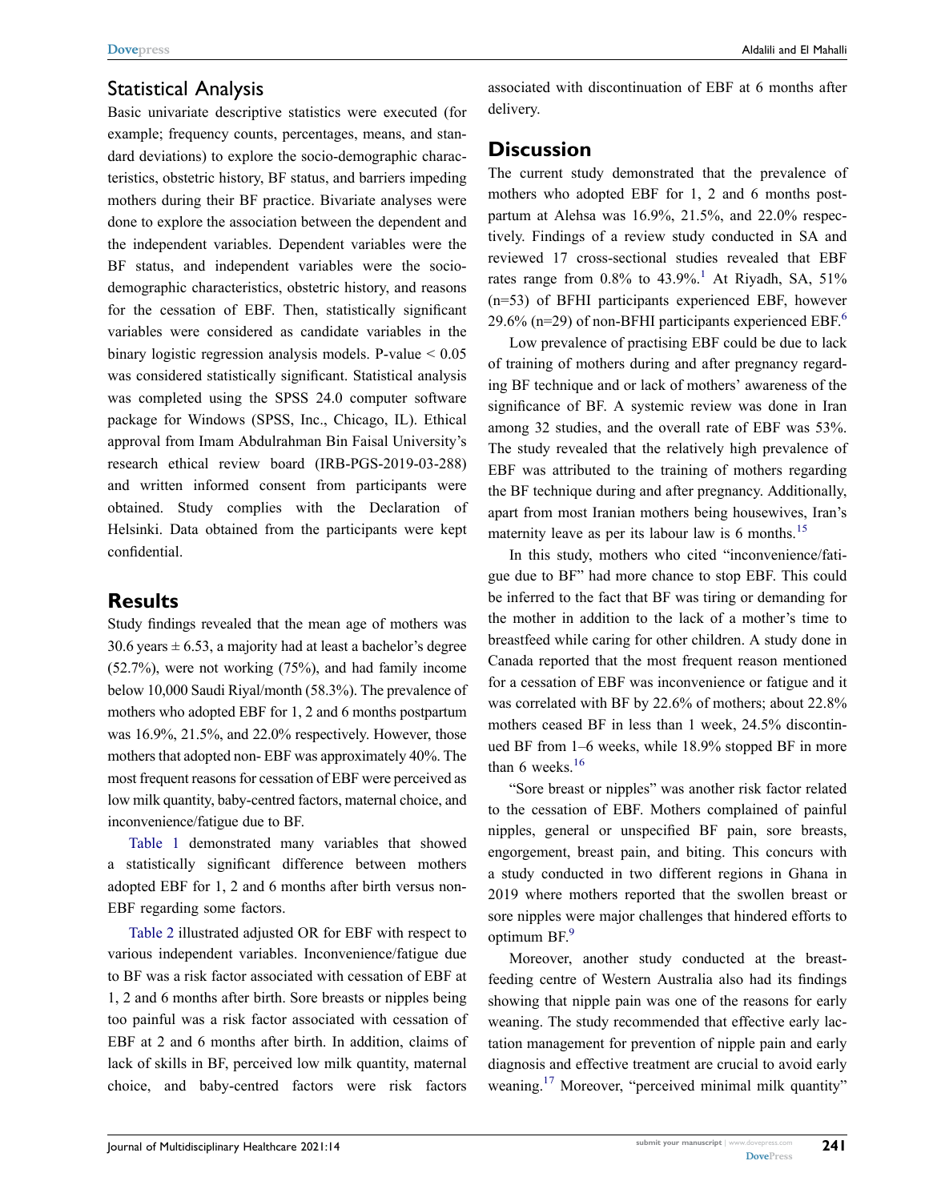## Statistical Analysis

Basic univariate descriptive statistics were executed (for example; frequency counts, percentages, means, and standard deviations) to explore the socio-demographic characteristics, obstetric history, BF status, and barriers impeding mothers during their BF practice. Bivariate analyses were done to explore the association between the dependent and the independent variables. Dependent variables were the BF status, and independent variables were the socio-demographic characteristics, obstetric history, and reasons for the cessation of EBF. Then, statistically significant variables were considered as candidate variables in the binary logistic regression analysis models. P-value < 0.05 was considered statistically significant. Statistical analysis was completed using the SPSS 24.0 computer software package for Windows (SPSS, Inc., Chicago, IL). Ethical approval from Imam Abdulrahman Bin Faisal University's research ethical review board (IRB-PGS-2019-03-288) and written informed consent from participants were obtained. Study complies with the Declaration of Helsinki. Data obtained from the participants were kept confidential.

## Results

Study findings revealed that the mean age of mothers was 30.6 years ± 6.53, a majority had at least a bachelor's degree (52.7%), were not working (75%), and had family income below 10,000 Saudi Riyal/month (58.3%). The prevalence of mothers who adopted EBF for 1, 2 and 6 months postpartum was 16.9%, 21.5%, and 22.0% respectively. However, those mothers that adopted non- EBF was approximately 40%. The most frequent reasons for cessation of EBF were perceived as low milk quantity, baby-centred factors, maternal choice, and inconvenience/fatigue due to BF.

Table 1 demonstrated many variables that showed a statistically significant difference between mothers adopted EBF for 1, 2 and 6 months after birth versus non-EBF regarding some factors.

Table 2 illustrated adjusted OR for EBF with respect to various independent variables. Inconvenience/fatigue due to BF was a risk factor associated with cessation of EBF at 1, 2 and 6 months after birth. Sore breasts or nipples being too painful was a risk factor associated with cessation of EBF at 2 and 6 months after birth. In addition, claims of lack of skills in BF, perceived low milk quantity, maternal choice, and baby-centred factors were risk factors associated with discontinuation of EBF at 6 months after delivery.

## Discussion

The current study demonstrated that the prevalence of mothers who adopted EBF for 1, 2 and 6 months postpartum at Alehsa was 16.9%, 21.5%, and 22.0% respectively. Findings of a review study conducted in SA and reviewed 17 cross-sectional studies revealed that EBF rates range from 0.8% to 43.9%.[1] At Riyadh, SA, 51% (n=53) of BFHI participants experienced EBF, however 29.6% (n=29) of non-BFHI participants experienced EBF.[6]

Low prevalence of practising EBF could be due to lack of training of mothers during and after pregnancy regarding BF technique and or lack of mothers' awareness of the significance of BF. A systemic review was done in Iran among 32 studies, and the overall rate of EBF was 53%. The study revealed that the relatively high prevalence of EBF was attributed to the training of mothers regarding the BF technique during and after pregnancy. Additionally, apart from most Iranian mothers being housewives, Iran's maternity leave as per its labour law is 6 months.[15]

In this study, mothers who cited "inconvenience/fatigue due to BF" had more chance to stop EBF. This could be inferred to the fact that BF was tiring or demanding for the mother in addition to the lack of a mother's time to breastfeed while caring for other children. A study done in Canada reported that the most frequent reason mentioned for a cessation of EBF was inconvenience or fatigue and it was correlated with BF by 22.6% of mothers; about 22.8% mothers ceased BF in less than 1 week, 24.5% discontinued BF from 1–6 weeks, while 18.9% stopped BF in more than 6 weeks.[16]

"Sore breast or nipples" was another risk factor related to the cessation of EBF. Mothers complained of painful nipples, general or unspecified BF pain, sore breasts, engorgement, breast pain, and biting. This concurs with a study conducted in two different regions in Ghana in 2019 where mothers reported that the swollen breast or sore nipples were major challenges that hindered efforts to optimum BF.[9]

Moreover, another study conducted at the breastfeeding centre of Western Australia also had its findings showing that nipple pain was one of the reasons for early weaning. The study recommended that effective early lactation management for prevention of nipple pain and early diagnosis and effective treatment are crucial to avoid early weaning.[17] Moreover, "perceived minimal milk quantity"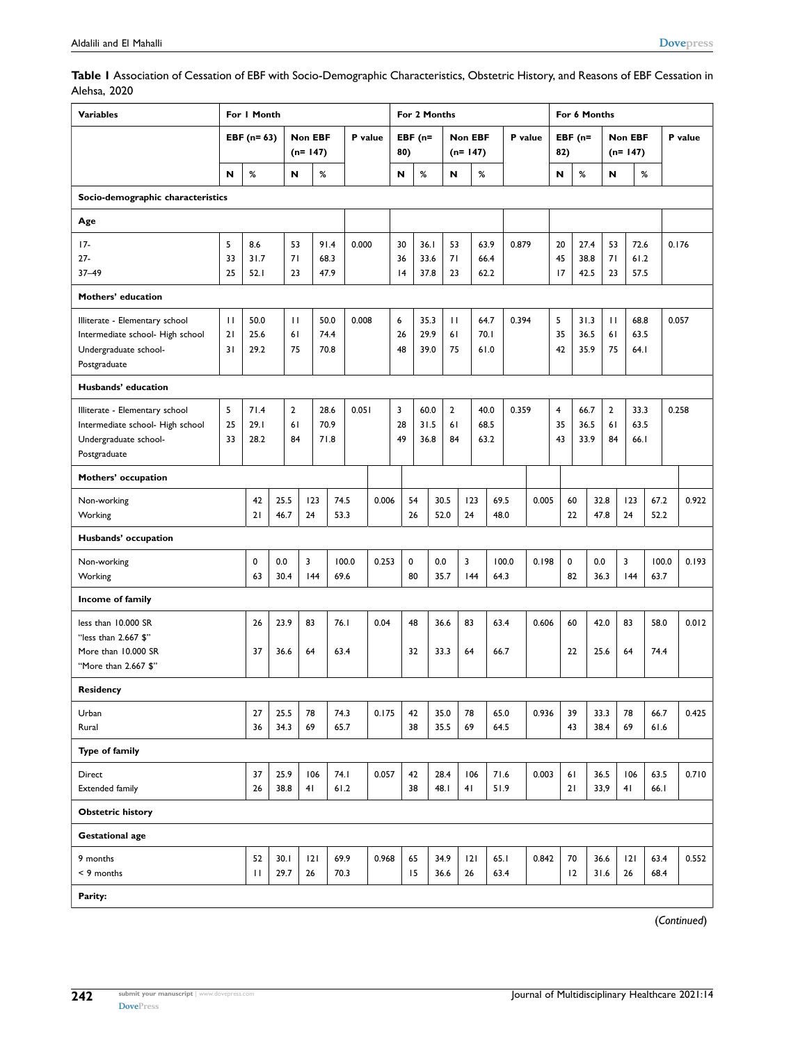**Table 1** Association of Cessation of EBF with Socio-Demographic Characteristics, Obstetric History, and Reasons of EBF Cessation in Alehsa, 2020

| Variables | For 1 Month | | | | | For 2 Months | | | | | For 6 Months | | | | |
|---|---|---|---|---|---|---|---|---|---|---|---|---|---|---|---|
| | EBF (n= 63) | | Non EBF (n= 147) | | P value | EBF (n= 80) | | Non EBF (n= 147) | | P value | EBF (n= 82) | | Non EBF (n= 147) | | P value |
| | N | % | N | % | | N | % | N | % | | N | % | N | % | |
| **Socio-demographic characteristics** | | | | | | | | | | | | | | | |
| **Age** | | | | | | | | | | | | | | | |
| 17- | 5 | 8.6 | 53 | 91.4 | 0.000 | 30 | 36.1 | 53 | 63.9 | 0.879 | 20 | 27.4 | 53 | 72.6 | 0.176 |
| 27- | 33 | 31.7 | 71 | 68.3 | | 36 | 33.6 | 71 | 66.4 | | 45 | 38.8 | 71 | 61.2 | |
| 37–49 | 25 | 52.1 | 23 | 47.9 | | 14 | 37.8 | 23 | 62.2 | | 17 | 42.5 | 23 | 57.5 | |
| **Mothers' education** | | | | | | | | | | | | | | | |
| Illiterate - Elementary school | 11 | 50.0 | 11 | 50.0 | 0.008 | 6 | 35.3 | 11 | 64.7 | 0.394 | 5 | 31.3 | 11 | 68.8 | 0.057 |
| Intermediate school- High school | 21 | 25.6 | 61 | 74.4 | | 26 | 29.9 | 61 | 70.1 | | 35 | 36.5 | 61 | 63.5 | |
| Undergraduate school-Postgraduate | 31 | 29.2 | 75 | 70.8 | | 48 | 39.0 | 75 | 61.0 | | 42 | 35.9 | 75 | 64.1 | |
| **Husbands' education** | | | | | | | | | | | | | | | |
| Illiterate - Elementary school | 5 | 71.4 | 2 | 28.6 | 0.051 | 3 | 60.0 | 2 | 40.0 | 0.359 | 4 | 66.7 | 2 | 33.3 | 0.258 |
| Intermediate school- High school | 25 | 29.1 | 61 | 70.9 | | 28 | 31.5 | 61 | 68.5 | | 35 | 36.5 | 61 | 63.5 | |
| Undergraduate school-Postgraduate | 33 | 28.2 | 84 | 71.8 | | 49 | 36.8 | 84 | 63.2 | | 43 | 33.9 | 84 | 66.1 | |
| **Mothers' occupation** | | | | | | | | | | | | | | | |
| Non-working | 42 | 25.5 | 123 | 74.5 | 0.006 | 54 | 30.5 | 123 | 69.5 | 0.005 | 60 | 32.8 | 123 | 67.2 | 0.922 |
| Working | 21 | 46.7 | 24 | 53.3 | | 26 | 52.0 | 24 | 48.0 | | 22 | 47.8 | 24 | 52.2 | |
| **Husbands' occupation** | | | | | | | | | | | | | | | |
| Non-working | 0 | 0.0 | 3 | 100.0 | 0.253 | 0 | 0.0 | 3 | 100.0 | 0.198 | 0 | 0.0 | 3 | 100.0 | 0.193 |
| Working | 63 | 30.4 | 144 | 69.6 | | 80 | 35.7 | 144 | 64.3 | | 82 | 36.3 | 144 | 63.7 | |
| **Income of family** | | | | | | | | | | | | | | | |
| less than 10.000 SR "less than 2.667 $" | 26 | 23.9 | 83 | 76.1 | 0.04 | 48 | 36.6 | 83 | 63.4 | 0.606 | 60 | 42.0 | 83 | 58.0 | 0.012 |
| More than 10.000 SR "More than 2.667 $" | 37 | 36.6 | 64 | 63.4 | | 32 | 33.3 | 64 | 66.7 | | 22 | 25.6 | 64 | 74.4 | |
| **Residency** | | | | | | | | | | | | | | | |
| Urban | 27 | 25.5 | 78 | 74.3 | 0.175 | 42 | 35.0 | 78 | 65.0 | 0.936 | 39 | 33.3 | 78 | 66.7 | 0.425 |
| Rural | 36 | 34.3 | 69 | 65.7 | | 38 | 35.5 | 69 | 64.5 | | 43 | 38.4 | 69 | 61.6 | |
| **Type of family** | | | | | | | | | | | | | | | |
| Direct | 37 | 25.9 | 106 | 74.1 | 0.057 | 42 | 28.4 | 106 | 71.6 | 0.003 | 61 | 36.5 | 106 | 63.5 | 0.710 |
| Extended family | 26 | 38.8 | 41 | 61.2 | | 38 | 48.1 | 41 | 51.9 | | 21 | 33,9 | 41 | 66.1 | |
| **Obstetric history** | | | | | | | | | | | | | | | |
| **Gestational age** | | | | | | | | | | | | | | | |
| 9 months | 52 | 30.1 | 121 | 69.9 | 0.968 | 65 | 34.9 | 121 | 65.1 | 0.842 | 70 | 36.6 | 121 | 63.4 | 0.552 |
| < 9 months | 11 | 29.7 | 26 | 70.3 | | 15 | 36.6 | 26 | 63.4 | | 12 | 31.6 | 26 | 68.4 | |
| **Parity:** | | | | | | | | | | | | | | | |

(*Continued*)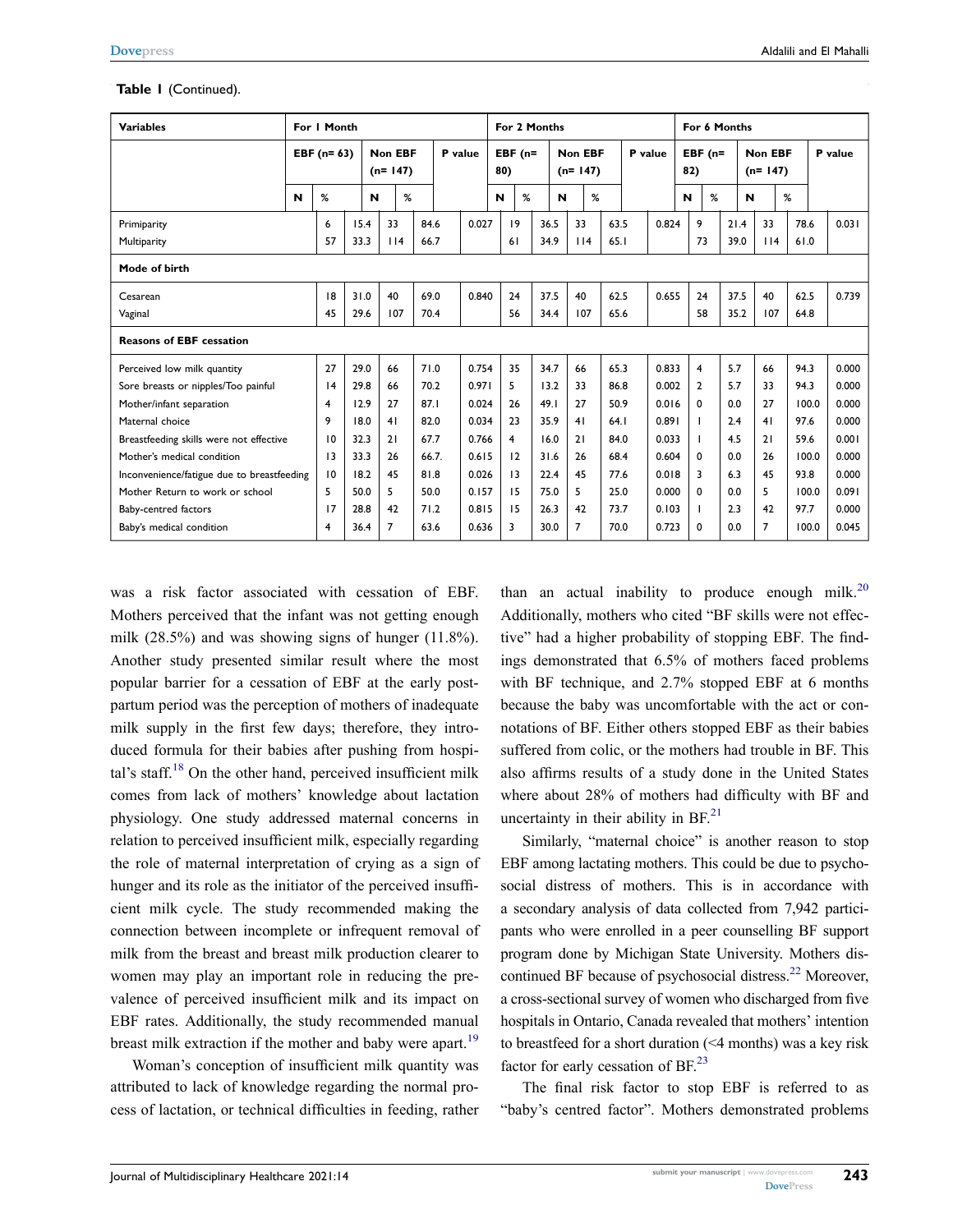**Table 1** (Continued).

| Variables | For 1 Month | | | | | For 2 Months | | | | | For 6 Months | | | | |
|---|---|---|---|---|---|---|---|---|---|---|---|---|---|---|---|
| | EBF (n= 63) | | Non EBF (n= 147) | | P value | EBF (n= 80) | | Non EBF (n= 147) | | P value | EBF (n= 82) | | Non EBF (n= 147) | | P value |
| | N | % | N | % | | N | % | N | % | | N | % | N | % | |
| Primiparity | 6 | 15.4 | 33 | 84.6 | 0.027 | 19 | 36.5 | 33 | 63.5 | 0.824 | 9 | 21.4 | 33 | 78.6 | 0.031 |
| Multiparity | 57 | 33.3 | 114 | 66.7 | | 61 | 34.9 | 114 | 65.1 | | 73 | 39.0 | 114 | 61.0 | |
| **Mode of birth** | | | | | | | | | | | | | | | |
| Cesarean | 18 | 31.0 | 40 | 69.0 | 0.840 | 24 | 37.5 | 40 | 62.5 | 0.655 | 24 | 37.5 | 40 | 62.5 | 0.739 |
| Vaginal | 45 | 29.6 | 107 | 70.4 | | 56 | 34.4 | 107 | 65.6 | | 58 | 35.2 | 107 | 64.8 | |
| **Reasons of EBF cessation** | | | | | | | | | | | | | | | |
| Perceived low milk quantity | 27 | 29.0 | 66 | 71.0 | 0.754 | 35 | 34.7 | 66 | 65.3 | 0.833 | 4 | 5.7 | 66 | 94.3 | 0.000 |
| Sore breasts or nipples/Too painful | 14 | 29.8 | 66 | 70.2 | 0.971 | 5 | 13.2 | 33 | 86.8 | 0.002 | 2 | 5.7 | 33 | 94.3 | 0.000 |
| Mother/infant separation | 4 | 12.9 | 27 | 87.1 | 0.024 | 26 | 49.1 | 27 | 50.9 | 0.016 | 0 | 0.0 | 27 | 100.0 | 0.000 |
| Maternal choice | 9 | 18.0 | 41 | 82.0 | 0.034 | 23 | 35.9 | 41 | 64.1 | 0.891 | 1 | 2.4 | 41 | 97.6 | 0.000 |
| Breastfeeding skills were not effective | 10 | 32.3 | 21 | 67.7 | 0.766 | 4 | 16.0 | 21 | 84.0 | 0.033 | 1 | 4.5 | 21 | 59.6 | 0.001 |
| Mother's medical condition | 13 | 33.3 | 26 | 66.7. | 0.615 | 12 | 31.6 | 26 | 68.4 | 0.604 | 0 | 0.0 | 26 | 100.0 | 0.000 |
| Inconvenience/fatigue due to breastfeeding | 10 | 18.2 | 45 | 81.8 | 0.026 | 13 | 22.4 | 45 | 77.6 | 0.018 | 3 | 6.3 | 45 | 93.8 | 0.000 |
| Mother Return to work or school | 5 | 50.0 | 5 | 50.0 | 0.157 | 15 | 75.0 | 5 | 25.0 | 0.000 | 0 | 0.0 | 5 | 100.0 | 0.091 |
| Baby-centred factors | 17 | 28.8 | 42 | 71.2 | 0.815 | 15 | 26.3 | 42 | 73.7 | 0.103 | 1 | 2.3 | 42 | 97.7 | 0.000 |
| Baby's medical condition | 4 | 36.4 | 7 | 63.6 | 0.636 | 3 | 30.0 | 7 | 70.0 | 0.723 | 0 | 0.0 | 7 | 100.0 | 0.045 |

was a risk factor associated with cessation of EBF. Mothers perceived that the infant was not getting enough milk (28.5%) and was showing signs of hunger (11.8%). Another study presented similar result where the most popular barrier for a cessation of EBF at the early postpartum period was the perception of mothers of inadequate milk supply in the first few days; therefore, they introduced formula for their babies after pushing from hospital's staff.[18] On the other hand, perceived insufficient milk comes from lack of mothers' knowledge about lactation physiology. One study addressed maternal concerns in relation to perceived insufficient milk, especially regarding the role of maternal interpretation of crying as a sign of hunger and its role as the initiator of the perceived insufficient milk cycle. The study recommended making the connection between incomplete or infrequent removal of milk from the breast and breast milk production clearer to women may play an important role in reducing the prevalence of perceived insufficient milk and its impact on EBF rates. Additionally, the study recommended manual breast milk extraction if the mother and baby were apart.[19]

Woman's conception of insufficient milk quantity was attributed to lack of knowledge regarding the normal process of lactation, or technical difficulties in feeding, rather than an actual inability to produce enough milk.[20] Additionally, mothers who cited "BF skills were not effective" had a higher probability of stopping EBF. The findings demonstrated that 6.5% of mothers faced problems with BF technique, and 2.7% stopped EBF at 6 months because the baby was uncomfortable with the act or connotations of BF. Either others stopped EBF as their babies suffered from colic, or the mothers had trouble in BF. This also affirms results of a study done in the United States where about 28% of mothers had difficulty with BF and uncertainty in their ability in BF.[21]

Similarly, "maternal choice" is another reason to stop EBF among lactating mothers. This could be due to psychosocial distress of mothers. This is in accordance with a secondary analysis of data collected from 7,942 participants who were enrolled in a peer counselling BF support program done by Michigan State University. Mothers discontinued BF because of psychosocial distress.[22] Moreover, a cross-sectional survey of women who discharged from five hospitals in Ontario, Canada revealed that mothers' intention to breastfeed for a short duration (<4 months) was a key risk factor for early cessation of BF.[23]

The final risk factor to stop EBF is referred to as "baby's centred factor". Mothers demonstrated problems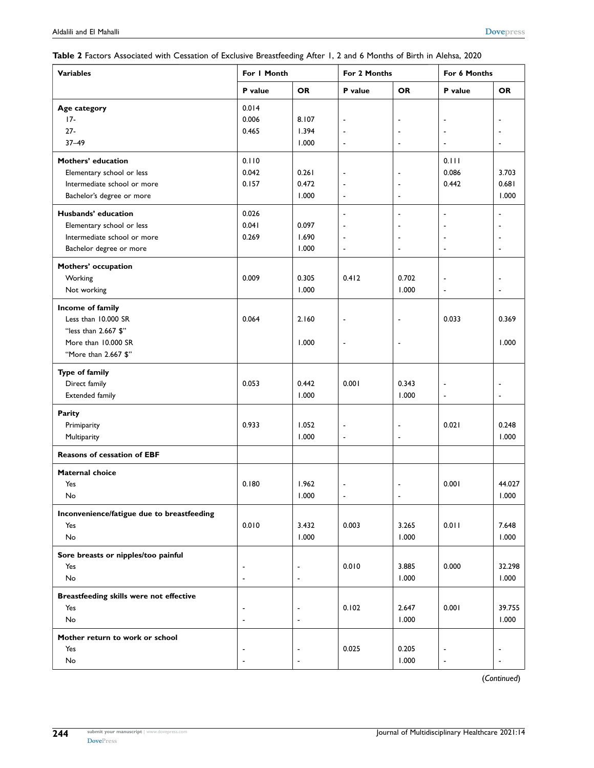**Table 2** Factors Associated with Cessation of Exclusive Breastfeeding After 1, 2 and 6 Months of Birth in Alehsa, 2020

| Variables | For 1 Month | | For 2 Months | | For 6 Months | |
|---|---|---|---|---|---|---|
| | P value | OR | P value | OR | P value | OR |
| **Age category** | 0.014 | | | | | |
| 17- | 0.006 | 8.107 | - | - | - | - |
| 27- | 0.465 | 1.394 | - | - | - | - |
| 37–49 | | 1.000 | - | - | - | - |
| **Mothers' education** | 0.110 | | | | 0.111 | |
| Elementary school or less | 0.042 | 0.261 | - | - | 0.086 | 3.703 |
| Intermediate school or more | 0.157 | 0.472 | - | - | 0.442 | 0.681 |
| Bachelor's degree or more | | 1.000 | - | - | | 1.000 |
| **Husbands' education** | 0.026 | | - | - | - | - |
| Elementary school or less | 0.041 | 0.097 | - | - | - | - |
| Intermediate school or more | 0.269 | 1.690 | - | - | - | - |
| Bachelor degree or more | | 1.000 | - | - | - | - |
| **Mothers' occupation** | | | | | | |
| Working | 0.009 | 0.305 | 0.412 | 0.702 | - | - |
| Not working | | 1.000 | | 1.000 | - | - |
| **Income of family** | | | | | | |
| Less than 10.000 SR "less than 2.667 $" | 0.064 | 2.160 | - | - | 0.033 | 0.369 |
| More than 10.000 SR "More than 2.667 $" | | 1.000 | - | - | | 1.000 |
| **Type of family** | | | | | | |
| Direct family | 0.053 | 0.442 | 0.001 | 0.343 | - | - |
| Extended family | | 1.000 | | 1.000 | - | - |
| **Parity** | | | | | | |
| Primiparity | 0.933 | 1.052 | - | - | 0.021 | 0.248 |
| Multiparity | | 1.000 | - | - | | 1.000 |
| **Reasons of cessation of EBF** | | | | | | |
| **Maternal choice** | | | | | | |
| Yes | 0.180 | 1.962 | - | - | 0.001 | 44.027 |
| No | | 1.000 | - | - | | 1.000 |
| **Inconvenience/fatigue due to breastfeeding** | | | | | | |
| Yes | 0.010 | 3.432 | 0.003 | 3.265 | 0.011 | 7.648 |
| No | | 1.000 | | 1.000 | | 1.000 |
| **Sore breasts or nipples/too painful** | | | | | | |
| Yes | - | - | 0.010 | 3.885 | 0.000 | 32.298 |
| No | - | - | | 1.000 | | 1.000 |
| **Breastfeeding skills were not effective** | | | | | | |
| Yes | - | - | 0.102 | 2.647 | 0.001 | 39.755 |
| No | - | - | | 1.000 | | 1.000 |
| **Mother return to work or school** | | | | | | |
| Yes | - | - | 0.025 | 0.205 | - | - |
| No | - | - | | 1.000 | - | - |

(*Continued*)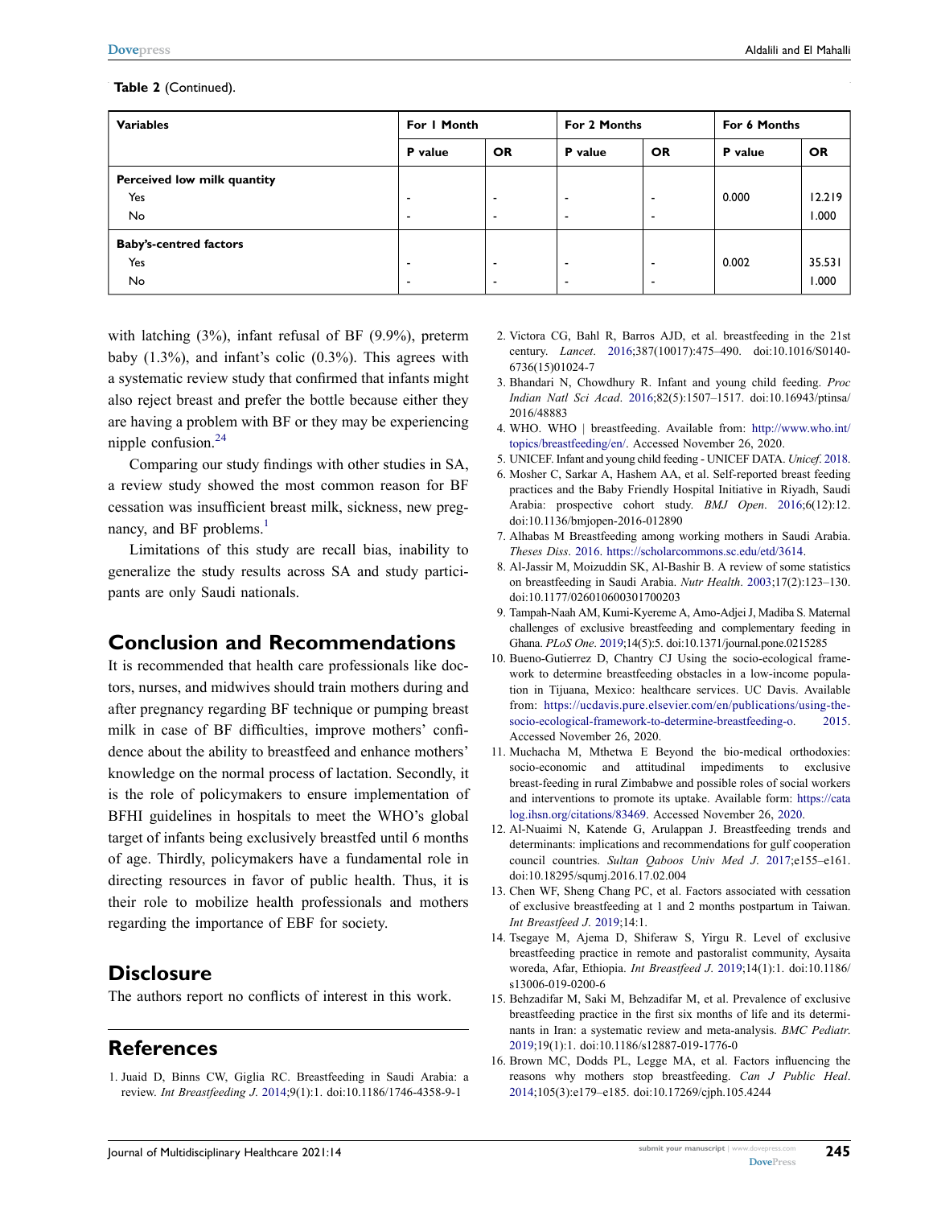**Table 2** (Continued).

| Variables | For 1 Month | | For 2 Months | | For 6 Months | |
|---|---|---|---|---|---|---|
| | P value | OR | P value | OR | P value | OR |
| **Perceived low milk quantity** | | | | | | |
| Yes | - | - | - | - | 0.000 | 12.219 |
| No | - | - | - | - | | 1.000 |
| **Baby's-centred factors** | | | | | | |
| Yes | - | - | - | - | 0.002 | 35.531 |
| No | - | - | - | - | | 1.000 |

with latching (3%), infant refusal of BF (9.9%), preterm baby (1.3%), and infant's colic (0.3%). This agrees with a systematic review study that confirmed that infants might also reject breast and prefer the bottle because either they are having a problem with BF or they may be experiencing nipple confusion.[24]

Comparing our study findings with other studies in SA, a review study showed the most common reason for BF cessation was insufficient breast milk, sickness, new pregnancy, and BF problems.[1]

Limitations of this study are recall bias, inability to generalize the study results across SA and study participants are only Saudi nationals.

## Conclusion and Recommendations

It is recommended that health care professionals like doctors, nurses, and midwives should train mothers during and after pregnancy regarding BF technique or pumping breast milk in case of BF difficulties, improve mothers' confidence about the ability to breastfeed and enhance mothers' knowledge on the normal process of lactation. Secondly, it is the role of policymakers to ensure implementation of BFHI guidelines in hospitals to meet the WHO's global target of infants being exclusively breastfed until 6 months of age. Thirdly, policymakers have a fundamental role in directing resources in favor of public health. Thus, it is their role to mobilize health professionals and mothers regarding the importance of EBF for society.

## Disclosure

The authors report no conflicts of interest in this work.

## References

1. Juaid D, Binns CW, Giglia RC. Breastfeeding in Saudi Arabia: a review. *Int Breastfeeding J*. 2014;9(1):1. doi:10.1186/1746-4358-9-1
2. Victora CG, Bahl R, Barros AJD, et al. breastfeeding in the 21st century. *Lancet*. 2016;387(10017):475–490. doi:10.1016/S0140-6736(15)01024-7
3. Bhandari N, Chowdhury R. Infant and young child feeding. *Proc Indian Natl Sci Acad*. 2016;82(5):1507–1517. doi:10.16943/ptinsa/2016/48883
4. WHO. WHO | breastfeeding. Available from: http://www.who.int/topics/breastfeeding/en/. Accessed November 26, 2020.
5. UNICEF. Infant and young child feeding - UNICEF DATA. *Unicef*. 2018.
6. Mosher C, Sarkar A, Hashem AA, et al. Self-reported breast feeding practices and the Baby Friendly Hospital Initiative in Riyadh, Saudi Arabia: prospective cohort study. *BMJ Open*. 2016;6(12):12. doi:10.1136/bmjopen-2016-012890
7. Alhabas M Breastfeeding among working mothers in Saudi Arabia. *Theses Diss*. 2016. https://scholarcommons.sc.edu/etd/3614.
8. Al-Jassir M, Moizuddin SK, Al-Bashir B. A review of some statistics on breastfeeding in Saudi Arabia. *Nutr Health*. 2003;17(2):123–130. doi:10.1177/026010600301700203
9. Tampah-Naah AM, Kumi-Kyereme A, Amo-Adjei J, Madiba S. Maternal challenges of exclusive breastfeeding and complementary feeding in Ghana. *PLoS One*. 2019;14(5):5. doi:10.1371/journal.pone.0215285
10. Bueno-Gutierrez D, Chantry CJ Using the socio-ecological framework to determine breastfeeding obstacles in a low-income population in Tijuana, Mexico: healthcare services. UC Davis. Available from: https://ucdavis.pure.elsevier.com/en/publications/using-the-socio-ecological-framework-to-determine-breastfeeding-o. 2015. Accessed November 26, 2020.
11. Muchacha M, Mthetwa E Beyond the bio-medical orthodoxies: socio-economic and attitudinal impediments to exclusive breast-feeding in rural Zimbabwe and possible roles of social workers and interventions to promote its uptake. Available form: https://catalog.ihsn.org/citations/83469. Accessed November 26, 2020.
12. Al-Nuaimi N, Katende G, Arulappan J. Breastfeeding trends and determinants: implications and recommendations for gulf cooperation council countries. *Sultan Qaboos Univ Med J*. 2017;e155–e161. doi:10.18295/squmj.2016.17.02.004
13. Chen WF, Sheng Chang PC, et al. Factors associated with cessation of exclusive breastfeeding at 1 and 2 months postpartum in Taiwan. *Int Breastfeed J*. 2019;14:1.
14. Tsegaye M, Ajema D, Shiferaw S, Yirgu R. Level of exclusive breastfeeding practice in remote and pastoralist community, Aysaita woreda, Afar, Ethiopia. *Int Breastfeed J*. 2019;14(1):1. doi:10.1186/s13006-019-0200-6
15. Behzadifar M, Saki M, Behzadifar M, et al. Prevalence of exclusive breastfeeding practice in the first six months of life and its determinants in Iran: a systematic review and meta-analysis. *BMC Pediatr*. 2019;19(1):1. doi:10.1186/s12887-019-1776-0
16. Brown MC, Dodds PL, Legge MA, et al. Factors influencing the reasons why mothers stop breastfeeding. *Can J Public Heal*. 2014;105(3):e179–e185. doi:10.17269/cjph.105.4244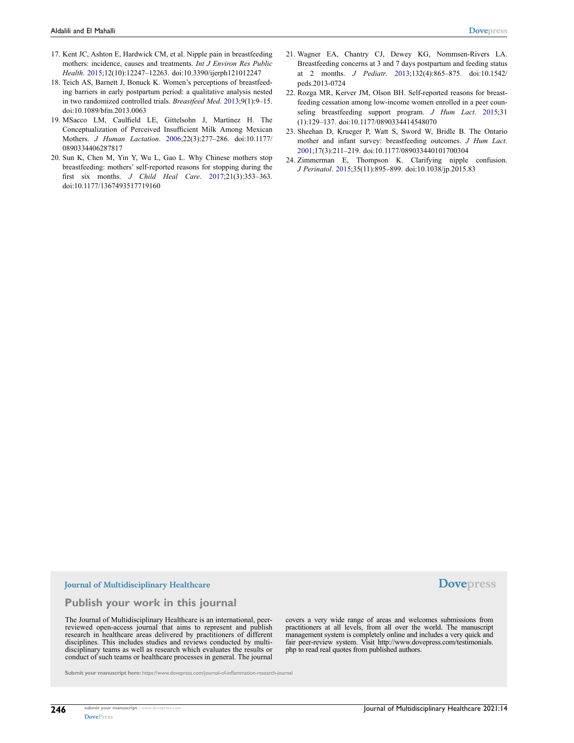17. Kent JC, Ashton E, Hardwick CM, et al. Nipple pain in breastfeeding mothers: incidence, causes and treatments. *Int J Environ Res Public Health*. 2015;12(10):12247–12263. doi:10.3390/ijerph121012247
18. Teich AS, Barnett J, Bonuck K. Women's perceptions of breastfeeding barriers in early postpartum period: a qualitative analysis nested in two randomized controlled trials. *Breastfeed Med*. 2013;9(1):9–15. doi:10.1089/bfm.2013.0063
19. MSacco LM, Caulfield LE, Gittelsohn J, Martínez H. The Conceptualization of Perceived Insufficient Milk Among Mexican Mothers. *J Human Lactation*. 2006;22(3):277–286. doi:10.1177/0890334406287817
20. Sun K, Chen M, Yin Y, Wu L, Gao L. Why Chinese mothers stop breastfeeding: mothers' self-reported reasons for stopping during the first six months. *J Child Heal Care*. 2017;21(3):353–363. doi:10.1177/1367493517719160
21. Wagner EA, Chantry CJ, Dewey KG, Nommsen-Rivers LA. Breastfeeding concerns at 3 and 7 days postpartum and feeding status at 2 months. *J Pediatr*. 2013;132(4):865–875. doi:10.1542/peds.2013-0724
22. Rozga MR, Kerver JM, Olson BH. Self-reported reasons for breastfeeding cessation among low-income women enrolled in a peer counseling breastfeeding support program. *J Hum Lact*. 2015;31(1):129–137. doi:10.1177/0890334414548070
23. Sheehan D, Krueger P, Watt S, Sword W, Bridle B. The Ontario mother and infant survey: breastfeeding outcomes. *J Hum Lact*. 2001;17(3):211–219. doi:10.1177/089033440101700304
24. Zimmerman E, Thompson K. Clarifying nipple confusion. *J Perinatol*. 2015;35(11):895–899. doi:10.1038/jp.2015.83

**Journal of Multidisciplinary Healthcare**

**Dovepress**

## Publish your work in this journal

The Journal of Multidisciplinary Healthcare is an international, peer-reviewed open-access journal that aims to represent and publish research in healthcare areas delivered by practitioners of different disciplines. This includes studies and reviews conducted by multidisciplinary teams as well as research which evaluates the results or conduct of such teams or healthcare processes in general. The journal covers a very wide range of areas and welcomes submissions from practitioners at all levels, from all over the world. The manuscript management system is completely online and includes a very quick and fair peer-review system. Visit http://www.dovepress.com/testimonials.php to read real quotes from published authors.

**Submit your manuscript here:** https://www.dovepress.com/journal-of-inflammation-research-journal